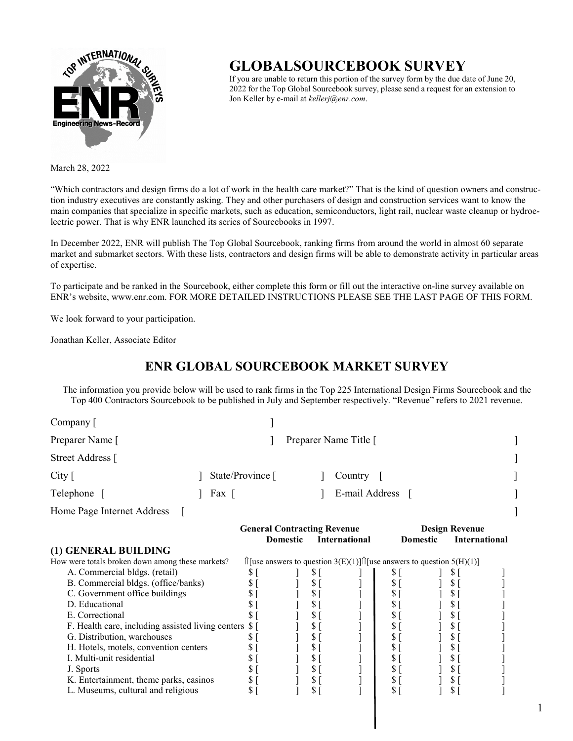# GLOBALSOURCEBOOK SURVEY

If you are unable to return this portion of the survey form by the due date of June 20, 2022 for the Top Global Sourcebook survey, please send a request for an extension to Jon Keller by e-mail at *kellerj@enr.com*.

March 28, 2022

"Which contractors and design firms do a lot of work in the health care market?" That is the kind of question owners and construction industry executives are constantly asking. They and other purchasers of design and construction services want to know the main companies that specialize in specific markets, such as education, semiconductors, light rail, nuclear waste cleanup or hydroelectric power. That is why ENR launched its series of Sourcebooks in 1997.

In December 2022, ENR will publish The Top Global Sourcebook, ranking firms from around the world in almost 60 separate market and submarket sectors. With these lists, contractors and design firms will be able to demonstrate activity in particular areas of expertise.

To participate and be ranked in the Sourcebook, either complete this form or fill out the interactive on-line survey available on ENR's website, www.enr.com. FOR MORE DETAILED INSTRUCTIONS PLEASE SEE THE LAST PAGE OF THIS FORM.

We look forward to your participation.

Jonathan Keller, Associate Editor

## ENR GLOBAL SOURCEBOOK MARKET SURVEY

The information you provide below will be used to rank firms in the Top 225 International Design Firms Sourcebook and the Top 400 Contractors Sourcebook to be published in July and September respectively. "Revenue" refers to 2021 revenue.

Company [ ]

Preparer Name [ ] Preparer Name Title [ ]

Street Address [ ]

City [ ] State/Province [ ] Country [ ]

Telephone [ ] Fax [ ] E-mail Address [ ]

Home Page Internet Address [ ]

| | General Contracting Revenue | | Design Revenue | |
|---|---|---|---|---|
| | Domestic | International | Domestic | International |
| **(1) GENERAL BUILDING** | | | | |
| How were totals broken down among these markets? | ⇑[use answers to question 3(E)(1)] | | ⇑[use answers to question 5(H)(1)] | |
| A. Commercial bldgs. (retail) | $ [ ] | $ [ ] | $ [ ] | $ [ ] |
| B. Commercial bldgs. (office/banks) | $ [ ] | $ [ ] | $ [ ] | $ [ ] |
| C. Government office buildings | $ [ ] | $ [ ] | $ [ ] | $ [ ] |
| D. Educational | $ [ ] | $ [ ] | $ [ ] | $ [ ] |
| E. Correctional | $ [ ] | $ [ ] | $ [ ] | $ [ ] |
| F. Health care, including assisted living centers | $ [ ] | $ [ ] | $ [ ] | $ [ ] |
| G. Distribution, warehouses | $ [ ] | $ [ ] | $ [ ] | $ [ ] |
| H. Hotels, motels, convention centers | $ [ ] | $ [ ] | $ [ ] | $ [ ] |
| I. Multi-unit residential | $ [ ] | $ [ ] | $ [ ] | $ [ ] |
| J. Sports | $ [ ] | $ [ ] | $ [ ] | $ [ ] |
| K. Entertainment, theme parks, casinos | $ [ ] | $ [ ] | $ [ ] | $ [ ] |
| L. Museums, cultural and religious | $ [ ] | $ [ ] | $ [ ] | $ [ ] |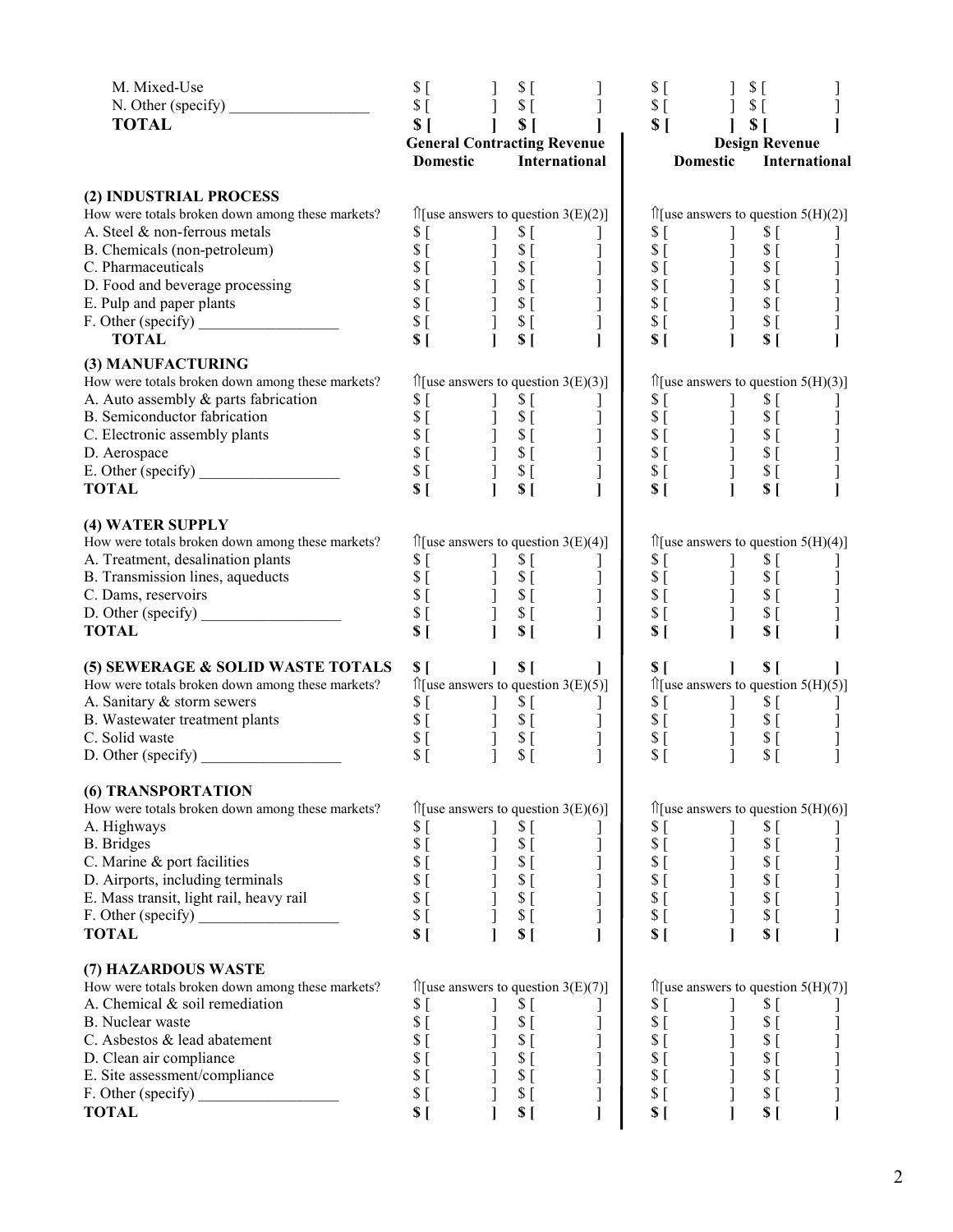| | General Contracting Revenue | | Design Revenue | |
|---|---|---|---|---|
| | Domestic | International | Domestic | International |
| M. Mixed-Use | $ [ ] | $ [ ] | $ [ ] | $ [ ] |
| N. Other (specify) __________________ | $ [ ] | $ [ ] | $ [ ] | $ [ ] |
| **TOTAL** | **$ [ ]** | **$ [ ]** | **$ [ ]** | **$ [ ]** |
| | | | | |
| **(2) INDUSTRIAL PROCESS** | | | | |
| How were totals broken down among these markets? | ⇑[use answers to question 3(E)(2)] | | ⇑[use answers to question 5(H)(2)] | |
| A. Steel & non-ferrous metals | $ [ ] | $ [ ] | $ [ ] | $ [ ] |
| B. Chemicals (non-petroleum) | $ [ ] | $ [ ] | $ [ ] | $ [ ] |
| C. Pharmaceuticals | $ [ ] | $ [ ] | $ [ ] | $ [ ] |
| D. Food and beverage processing | $ [ ] | $ [ ] | $ [ ] | $ [ ] |
| E. Pulp and paper plants | $ [ ] | $ [ ] | $ [ ] | $ [ ] |
| F. Other (specify) __________________ | $ [ ] | $ [ ] | $ [ ] | $ [ ] |
| **TOTAL** | **$ [ ]** | **$ [ ]** | **$ [ ]** | **$ [ ]** |
| | | | | |
| **(3) MANUFACTURING** | | | | |
| How were totals broken down among these markets? | ⇑[use answers to question 3(E)(3)] | | ⇑[use answers to question 5(H)(3)] | |
| A. Auto assembly & parts fabrication | $ [ ] | $ [ ] | $ [ ] | $ [ ] |
| B. Semiconductor fabrication | $ [ ] | $ [ ] | $ [ ] | $ [ ] |
| C. Electronic assembly plants | $ [ ] | $ [ ] | $ [ ] | $ [ ] |
| D. Aerospace | $ [ ] | $ [ ] | $ [ ] | $ [ ] |
| E. Other (specify) __________________ | $ [ ] | $ [ ] | $ [ ] | $ [ ] |
| **TOTAL** | **$ [ ]** | **$ [ ]** | **$ [ ]** | **$ [ ]** |
| | | | | |
| **(4) WATER SUPPLY** | | | | |
| How were totals broken down among these markets? | ⇑[use answers to question 3(E)(4)] | | ⇑[use answers to question 5(H)(4)] | |
| A. Treatment, desalination plants | $ [ ] | $ [ ] | $ [ ] | $ [ ] |
| B. Transmission lines, aqueducts | $ [ ] | $ [ ] | $ [ ] | $ [ ] |
| C. Dams, reservoirs | $ [ ] | $ [ ] | $ [ ] | $ [ ] |
| D. Other (specify) __________________ | $ [ ] | $ [ ] | $ [ ] | $ [ ] |
| **TOTAL** | **$ [ ]** | **$ [ ]** | **$ [ ]** | **$ [ ]** |
| | | | | |
| **(5) SEWERAGE & SOLID WASTE TOTALS** | **$ [ ]** | **$ [ ]** | **$ [ ]** | **$ [ ]** |
| How were totals broken down among these markets? | ⇑[use answers to question 3(E)(5)] | | ⇑[use answers to question 5(H)(5)] | |
| A. Sanitary & storm sewers | $ [ ] | $ [ ] | $ [ ] | $ [ ] |
| B. Wastewater treatment plants | $ [ ] | $ [ ] | $ [ ] | $ [ ] |
| C. Solid waste | $ [ ] | $ [ ] | $ [ ] | $ [ ] |
| D. Other (specify) __________________ | $ [ ] | $ [ ] | $ [ ] | $ [ ] |
| | | | | |
| **(6) TRANSPORTATION** | | | | |
| How were totals broken down among these markets? | ⇑[use answers to question 3(E)(6)] | | ⇑[use answers to question 5(H)(6)] | |
| A. Highways | $ [ ] | $ [ ] | $ [ ] | $ [ ] |
| B. Bridges | $ [ ] | $ [ ] | $ [ ] | $ [ ] |
| C. Marine & port facilities | $ [ ] | $ [ ] | $ [ ] | $ [ ] |
| D. Airports, including terminals | $ [ ] | $ [ ] | $ [ ] | $ [ ] |
| E. Mass transit, light rail, heavy rail | $ [ ] | $ [ ] | $ [ ] | $ [ ] |
| F. Other (specify) __________________ | $ [ ] | $ [ ] | $ [ ] | $ [ ] |
| **TOTAL** | **$ [ ]** | **$ [ ]** | **$ [ ]** | **$ [ ]** |
| | | | | |
| **(7) HAZARDOUS WASTE** | | | | |
| How were totals broken down among these markets? | ⇑[use answers to question 3(E)(7)] | | ⇑[use answers to question 5(H)(7)] | |
| A. Chemical & soil remediation | $ [ ] | $ [ ] | $ [ ] | $ [ ] |
| B. Nuclear waste | $ [ ] | $ [ ] | $ [ ] | $ [ ] |
| C. Asbestos & lead abatement | $ [ ] | $ [ ] | $ [ ] | $ [ ] |
| D. Clean air compliance | $ [ ] | $ [ ] | $ [ ] | $ [ ] |
| E. Site assessment/compliance | $ [ ] | $ [ ] | $ [ ] | $ [ ] |
| F. Other (specify) __________________ | $ [ ] | $ [ ] | $ [ ] | $ [ ] |
| **TOTAL** | **$ [ ]** | **$ [ ]** | **$ [ ]** | **$ [ ]** |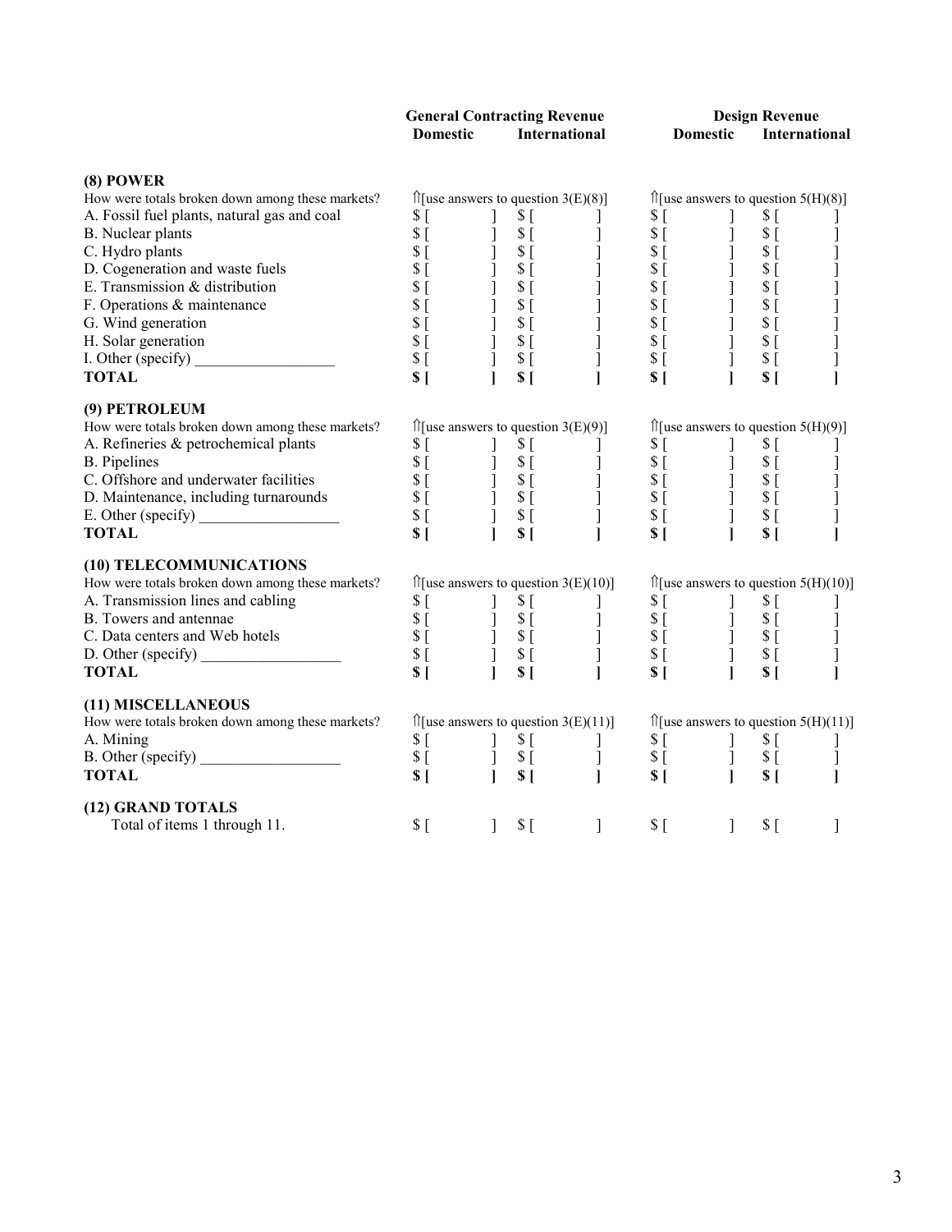| | General Contracting Revenue | | Design Revenue | |
|---|---|---|---|---|
| | Domestic | International | Domestic | International |
| **(8) POWER** | | | | |
| How were totals broken down among these markets? | ⇑[use answers to question 3(E)(8)] | | ⇑[use answers to question 5(H)(8)] | |
| A. Fossil fuel plants, natural gas and coal | $ [ ] | $ [ ] | $ [ ] | $ [ ] |
| B. Nuclear plants | $ [ ] | $ [ ] | $ [ ] | $ [ ] |
| C. Hydro plants | $ [ ] | $ [ ] | $ [ ] | $ [ ] |
| D. Cogeneration and waste fuels | $ [ ] | $ [ ] | $ [ ] | $ [ ] |
| E. Transmission & distribution | $ [ ] | $ [ ] | $ [ ] | $ [ ] |
| F. Operations & maintenance | $ [ ] | $ [ ] | $ [ ] | $ [ ] |
| G. Wind generation | $ [ ] | $ [ ] | $ [ ] | $ [ ] |
| H. Solar generation | $ [ ] | $ [ ] | $ [ ] | $ [ ] |
| I. Other (specify) __________________ | $ [ ] | $ [ ] | $ [ ] | $ [ ] |
| **TOTAL** | **$ [ ]** | **$ [ ]** | **$ [ ]** | **$ [ ]** |
| **(9) PETROLEUM** | | | | |
| How were totals broken down among these markets? | ⇑[use answers to question 3(E)(9)] | | ⇑[use answers to question 5(H)(9)] | |
| A. Refineries & petrochemical plants | $ [ ] | $ [ ] | $ [ ] | $ [ ] |
| B. Pipelines | $ [ ] | $ [ ] | $ [ ] | $ [ ] |
| C. Offshore and underwater facilities | $ [ ] | $ [ ] | $ [ ] | $ [ ] |
| D. Maintenance, including turnarounds | $ [ ] | $ [ ] | $ [ ] | $ [ ] |
| E. Other (specify) __________________ | $ [ ] | $ [ ] | $ [ ] | $ [ ] |
| **TOTAL** | **$ [ ]** | **$ [ ]** | **$ [ ]** | **$ [ ]** |
| **(10) TELECOMMUNICATIONS** | | | | |
| How were totals broken down among these markets? | ⇑[use answers to question 3(E)(10)] | | ⇑[use answers to question 5(H)(10)] | |
| A. Transmission lines and cabling | $ [ ] | $ [ ] | $ [ ] | $ [ ] |
| B. Towers and antennae | $ [ ] | $ [ ] | $ [ ] | $ [ ] |
| C. Data centers and Web hotels | $ [ ] | $ [ ] | $ [ ] | $ [ ] |
| D. Other (specify) __________________ | $ [ ] | $ [ ] | $ [ ] | $ [ ] |
| **TOTAL** | **$ [ ]** | **$ [ ]** | **$ [ ]** | **$ [ ]** |
| **(11) MISCELLANEOUS** | | | | |
| How were totals broken down among these markets? | ⇑[use answers to question 3(E)(11)] | | ⇑[use answers to question 5(H)(11)] | |
| A. Mining | $ [ ] | $ [ ] | $ [ ] | $ [ ] |
| B. Other (specify) __________________ | $ [ ] | $ [ ] | $ [ ] | $ [ ] |
| **TOTAL** | **$ [ ]** | **$ [ ]** | **$ [ ]** | **$ [ ]** |
| **(12) GRAND TOTALS** | | | | |
| Total of items 1 through 11. | $ [ ] | $ [ ] | $ [ ] | $ [ ] |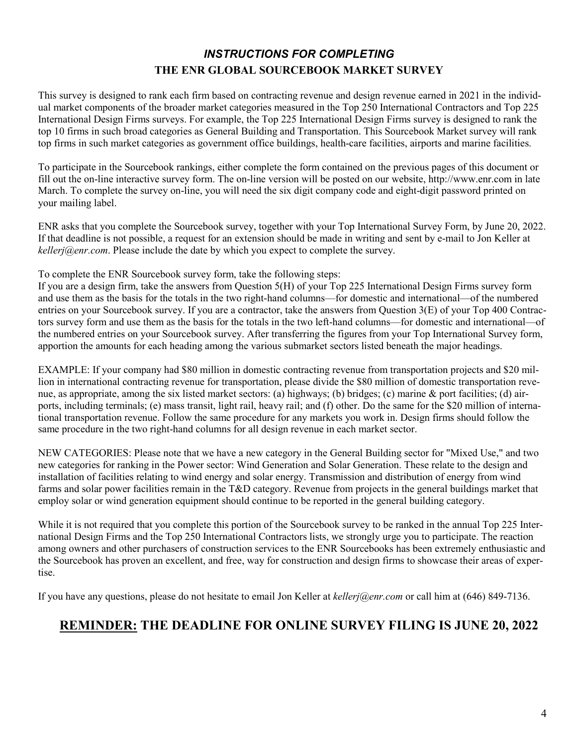## *INSTRUCTIONS FOR COMPLETING*

## THE ENR GLOBAL SOURCEBOOK MARKET SURVEY

This survey is designed to rank each firm based on contracting revenue and design revenue earned in 2021 in the individual market components of the broader market categories measured in the Top 250 International Contractors and Top 225 International Design Firms surveys. For example, the Top 225 International Design Firms survey is designed to rank the top 10 firms in such broad categories as General Building and Transportation. This Sourcebook Market survey will rank top firms in such market categories as government office buildings, health-care facilities, airports and marine facilities.

To participate in the Sourcebook rankings, either complete the form contained on the previous pages of this document or fill out the on-line interactive survey form. The on-line version will be posted on our website, http://www.enr.com in late March. To complete the survey on-line, you will need the six digit company code and eight-digit password printed on your mailing label.

ENR asks that you complete the Sourcebook survey, together with your Top International Survey Form, by June 20, 2022. If that deadline is not possible, a request for an extension should be made in writing and sent by e-mail to Jon Keller at *kellerj@enr.com*. Please include the date by which you expect to complete the survey.

To complete the ENR Sourcebook survey form, take the following steps:
If you are a design firm, take the answers from Question 5(H) of your Top 225 International Design Firms survey form and use them as the basis for the totals in the two right-hand columns—for domestic and international—of the numbered entries on your Sourcebook survey. If you are a contractor, take the answers from Question 3(E) of your Top 400 Contractors survey form and use them as the basis for the totals in the two left-hand columns—for domestic and international—of the numbered entries on your Sourcebook survey. After transferring the figures from your Top International Survey form, apportion the amounts for each heading among the various submarket sectors listed beneath the major headings.

EXAMPLE: If your company had $80 million in domestic contracting revenue from transportation projects and $20 million in international contracting revenue for transportation, please divide the $80 million of domestic transportation revenue, as appropriate, among the six listed market sectors: (a) highways; (b) bridges; (c) marine & port facilities; (d) airports, including terminals; (e) mass transit, light rail, heavy rail; and (f) other. Do the same for the $20 million of international transportation revenue. Follow the same procedure for any markets you work in. Design firms should follow the same procedure in the two right-hand columns for all design revenue in each market sector.

NEW CATEGORIES: Please note that we have a new category in the General Building sector for "Mixed Use," and two new categories for ranking in the Power sector: Wind Generation and Solar Generation. These relate to the design and installation of facilities relating to wind energy and solar energy. Transmission and distribution of energy from wind farms and solar power facilities remain in the T&D category. Revenue from projects in the general buildings market that employ solar or wind generation equipment should continue to be reported in the general building category.

While it is not required that you complete this portion of the Sourcebook survey to be ranked in the annual Top 225 International Design Firms and the Top 250 International Contractors lists, we strongly urge you to participate. The reaction among owners and other purchasers of construction services to the ENR Sourcebooks has been extremely enthusiastic and the Sourcebook has proven an excellent, and free, way for construction and design firms to showcase their areas of expertise.

If you have any questions, please do not hesitate to email Jon Keller at *kellerj@enr.com* or call him at (646) 849-7136.

## **REMINDER:** THE DEADLINE FOR ONLINE SURVEY FILING IS JUNE 20, 2022